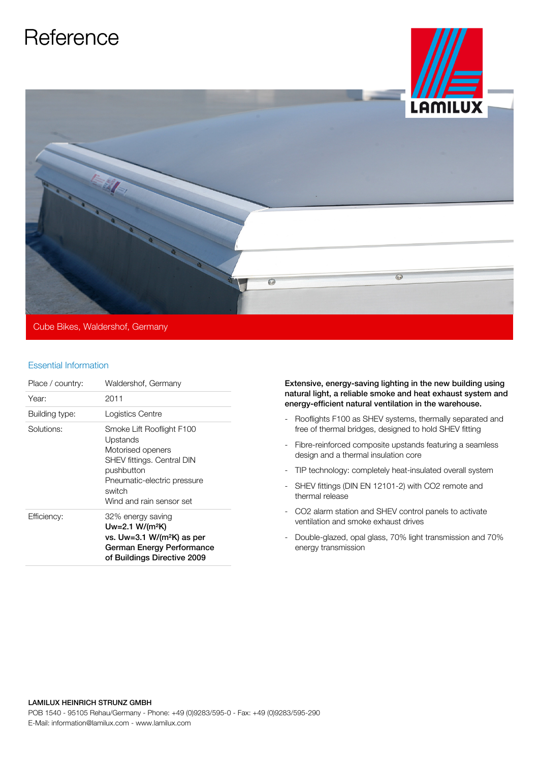# Reference

LAMILUX

Cube Bikes, Waldershof, Germany

## Essential Information

| Place / country: | Waldershof, Germany |
|---|---|
| Year: | 2011 |
| Building type: | Logistics Centre |
| Solutions: | Smoke Lift Rooflight F100<br>Upstands<br>Motorised openers<br>SHEV fittings. Central DIN pushbutton<br>Pneumatic-electric pressure switch<br>Wind and rain sensor set |
| Efficiency: | 32% energy saving<br>**Uw=2.1 W/(m²K) vs. Uw=3.1 W/(m²K) as per German Energy Performance of Buildings Directive 2009** |

**Extensive, energy-saving lighting in the new building using natural light, a reliable smoke and heat exhaust system and energy-efficient natural ventilation in the warehouse.**

- Rooflights F100 as SHEV systems, thermally separated and free of thermal bridges, designed to hold SHEV fitting
- Fibre-reinforced composite upstands featuring a seamless design and a thermal insulation core
- TIP technology: completely heat-insulated overall system
- SHEV fittings (DIN EN 12101-2) with $CO_2$ remote and thermal release
- $CO_2$ alarm station and SHEV control panels to activate ventilation and smoke exhaust drives
- Double-glazed, opal glass, 70% light transmission and 70% energy transmission

**LAMILUX HEINRICH STRUNZ GMBH**
POB 1540 - 95105 Rehau/Germany - Phone: +49 (0)9283/595-0 - Fax: +49 (0)9283/595-290
E-Mail: information@lamilux.com - www.lamilux.com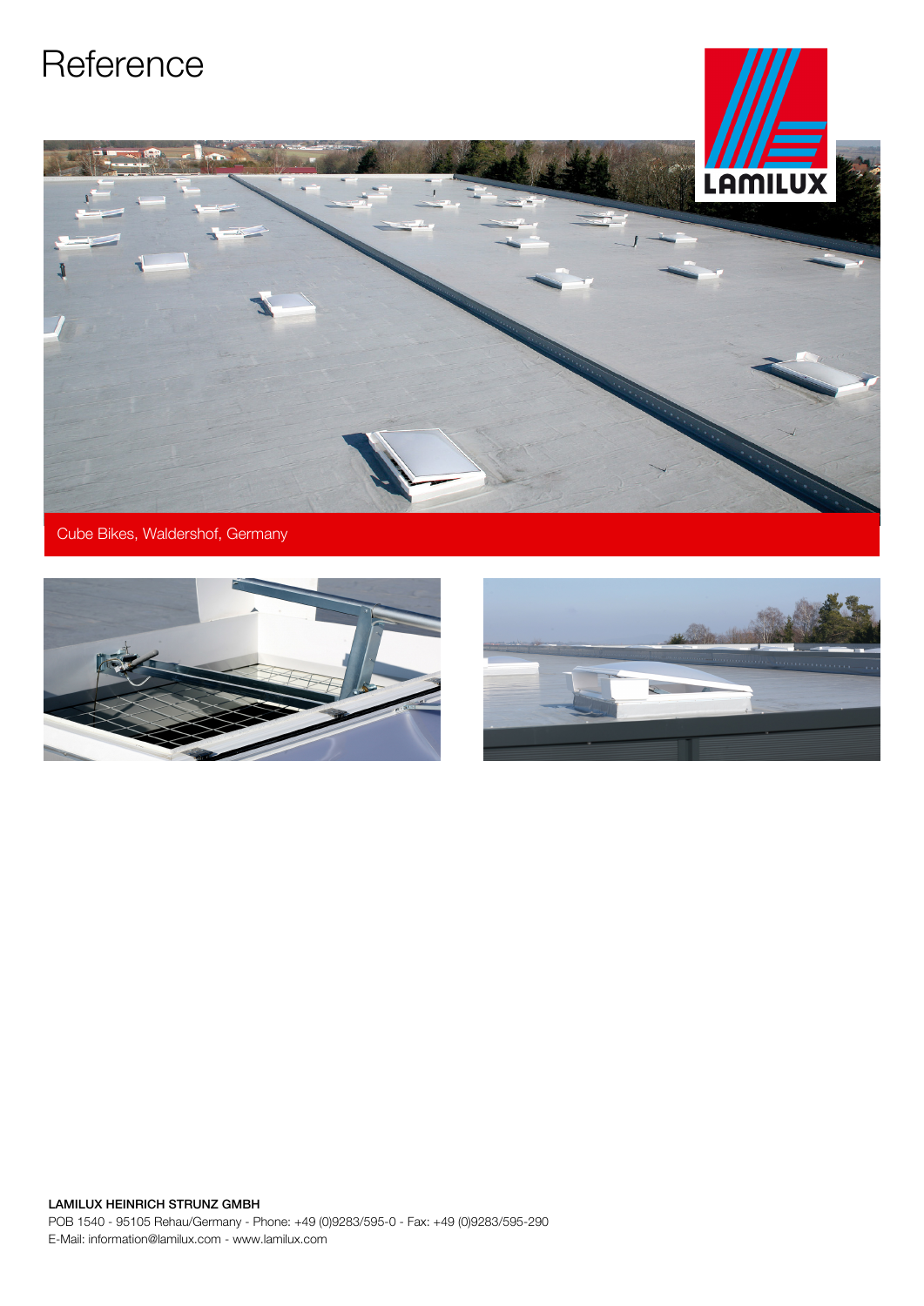# Reference

Cube Bikes, Waldershof, Germany

**LAMILUX HEINRICH STRUNZ GMBH**
POB 1540 - 95105 Rehau/Germany - Phone: +49 (0)9283/595-0 - Fax: +49 (0)9283/595-290
E-Mail: information@lamilux.com - www.lamilux.com